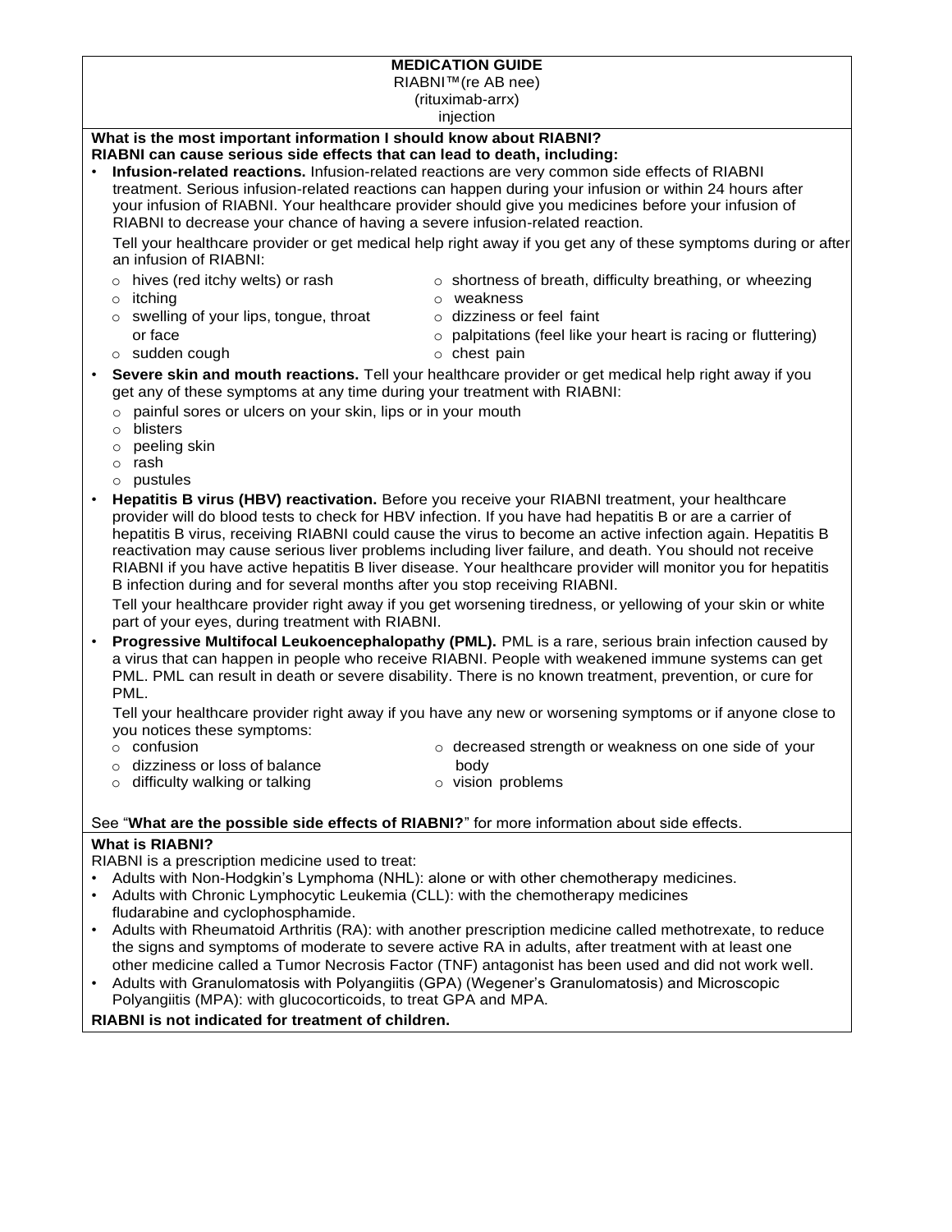# MEDICATION GUIDE

RIABNI™(re AB nee)
(rituximab-arrx)
injection

**What is the most important information I should know about RIABNI?**

**RIABNI can cause serious side effects that can lead to death, including:**

- **Infusion-related reactions.** Infusion-related reactions are very common side effects of RIABNI treatment. Serious infusion-related reactions can happen during your infusion or within 24 hours after your infusion of RIABNI. Your healthcare provider should give you medicines before your infusion of RIABNI to decrease your chance of having a severe infusion-related reaction.

  Tell your healthcare provider or get medical help right away if you get any of these symptoms during or after an infusion of RIABNI:

  - hives (red itchy welts) or rash
  - itching
  - swelling of your lips, tongue, throat or face
  - sudden cough
  - shortness of breath, difficulty breathing, or wheezing
  - weakness
  - dizziness or feel faint
  - palpitations (feel like your heart is racing or fluttering)
  - chest pain

- **Severe skin and mouth reactions.** Tell your healthcare provider or get medical help right away if you get any of these symptoms at any time during your treatment with RIABNI:
  - painful sores or ulcers on your skin, lips or in your mouth
  - blisters
  - peeling skin
  - rash
  - pustules

- **Hepatitis B virus (HBV) reactivation.** Before you receive your RIABNI treatment, your healthcare provider will do blood tests to check for HBV infection. If you have had hepatitis B or are a carrier of hepatitis B virus, receiving RIABNI could cause the virus to become an active infection again. Hepatitis B reactivation may cause serious liver problems including liver failure, and death. You should not receive RIABNI if you have active hepatitis B liver disease. Your healthcare provider will monitor you for hepatitis B infection during and for several months after you stop receiving RIABNI.

  Tell your healthcare provider right away if you get worsening tiredness, or yellowing of your skin or white part of your eyes, during treatment with RIABNI.

- **Progressive Multifocal Leukoencephalopathy (PML).** PML is a rare, serious brain infection caused by a virus that can happen in people who receive RIABNI. People with weakened immune systems can get PML. PML can result in death or severe disability. There is no known treatment, prevention, or cure for PML.

  Tell your healthcare provider right away if you have any new or worsening symptoms or if anyone close to you notices these symptoms:

  - confusion
  - dizziness or loss of balance
  - difficulty walking or talking
  - decreased strength or weakness on one side of your body
  - vision problems

See "**What are the possible side effects of RIABNI?**" for more information about side effects.

**What is RIABNI?**

RIABNI is a prescription medicine used to treat:

- Adults with Non-Hodgkin's Lymphoma (NHL): alone or with other chemotherapy medicines.
- Adults with Chronic Lymphocytic Leukemia (CLL): with the chemotherapy medicines fludarabine and cyclophosphamide.
- Adults with Rheumatoid Arthritis (RA): with another prescription medicine called methotrexate, to reduce the signs and symptoms of moderate to severe active RA in adults, after treatment with at least one other medicine called a Tumor Necrosis Factor (TNF) antagonist has been used and did not work well.
- Adults with Granulomatosis with Polyangiitis (GPA) (Wegener's Granulomatosis) and Microscopic Polyangiitis (MPA): with glucocorticoids, to treat GPA and MPA.

**RIABNI is not indicated for treatment of children.**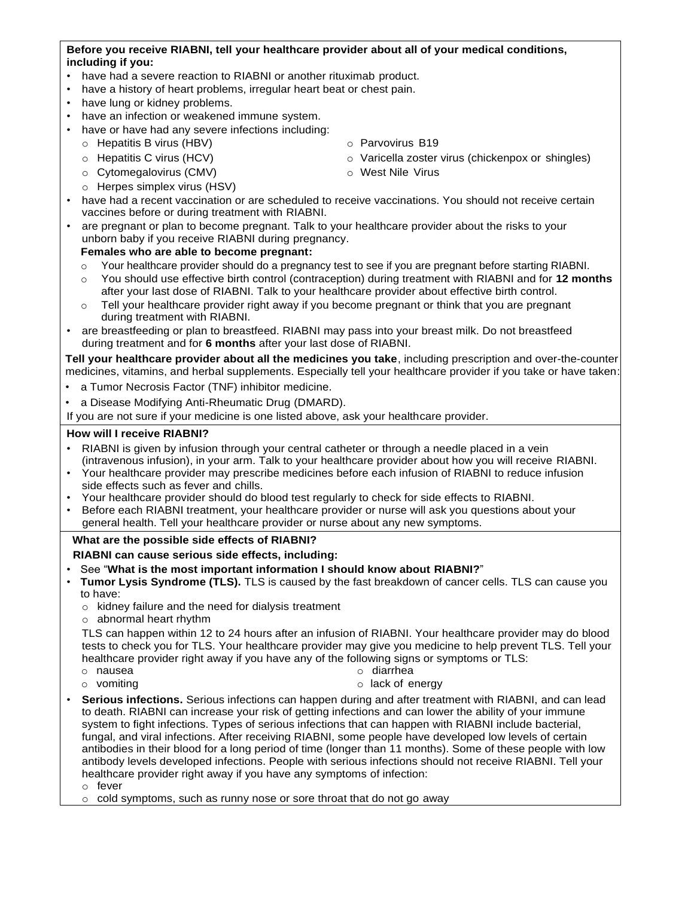**Before you receive RIABNI, tell your healthcare provider about all of your medical conditions, including if you:**

- have had a severe reaction to RIABNI or another rituximab product.
- have a history of heart problems, irregular heart beat or chest pain.
- have lung or kidney problems.
- have an infection or weakened immune system.
- have or have had any severe infections including:
  - Hepatitis B virus (HBV)
  - Hepatitis C virus (HCV)
  - Cytomegalovirus (CMV)
  - Herpes simplex virus (HSV)
  - Parvovirus B19
  - Varicella zoster virus (chickenpox or shingles)
  - West Nile Virus
- have had a recent vaccination or are scheduled to receive vaccinations. You should not receive certain vaccines before or during treatment with RIABNI.
- are pregnant or plan to become pregnant. Talk to your healthcare provider about the risks to your unborn baby if you receive RIABNI during pregnancy.

  **Females who are able to become pregnant:**
  - Your healthcare provider should do a pregnancy test to see if you are pregnant before starting RIABNI.
  - You should use effective birth control (contraception) during treatment with RIABNI and for **12 months** after your last dose of RIABNI. Talk to your healthcare provider about effective birth control.
  - Tell your healthcare provider right away if you become pregnant or think that you are pregnant during treatment with RIABNI.
- are breastfeeding or plan to breastfeed. RIABNI may pass into your breast milk. Do not breastfeed during treatment and for **6 months** after your last dose of RIABNI.

**Tell your healthcare provider about all the medicines you take**, including prescription and over-the-counter medicines, vitamins, and herbal supplements. Especially tell your healthcare provider if you take or have taken:

- a Tumor Necrosis Factor (TNF) inhibitor medicine.
- a Disease Modifying Anti-Rheumatic Drug (DMARD).

If you are not sure if your medicine is one listed above, ask your healthcare provider.

**How will I receive RIABNI?**

- RIABNI is given by infusion through your central catheter or through a needle placed in a vein (intravenous infusion), in your arm. Talk to your healthcare provider about how you will receive RIABNI.
- Your healthcare provider may prescribe medicines before each infusion of RIABNI to reduce infusion side effects such as fever and chills.
- Your healthcare provider should do blood test regularly to check for side effects to RIABNI.
- Before each RIABNI treatment, your healthcare provider or nurse will ask you questions about your general health. Tell your healthcare provider or nurse about any new symptoms.

**What are the possible side effects of RIABNI?**

**RIABNI can cause serious side effects, including:**

- See "**What is the most important information I should know about RIABNI?**"
- **Tumor Lysis Syndrome (TLS).** TLS is caused by the fast breakdown of cancer cells. TLS can cause you to have:
  - kidney failure and the need for dialysis treatment
  - abnormal heart rhythm

  TLS can happen within 12 to 24 hours after an infusion of RIABNI. Your healthcare provider may do blood tests to check you for TLS. Your healthcare provider may give you medicine to help prevent TLS. Tell your healthcare provider right away if you have any of the following signs or symptoms or TLS:
  - nausea
  - vomiting
  - diarrhea
  - lack of energy
- **Serious infections.** Serious infections can happen during and after treatment with RIABNI, and can lead to death. RIABNI can increase your risk of getting infections and can lower the ability of your immune system to fight infections. Types of serious infections that can happen with RIABNI include bacterial, fungal, and viral infections. After receiving RIABNI, some people have developed low levels of certain antibodies in their blood for a long period of time (longer than 11 months). Some of these people with low antibody levels developed infections. People with serious infections should not receive RIABNI. Tell your healthcare provider right away if you have any symptoms of infection:
  - fever
  - cold symptoms, such as runny nose or sore throat that do not go away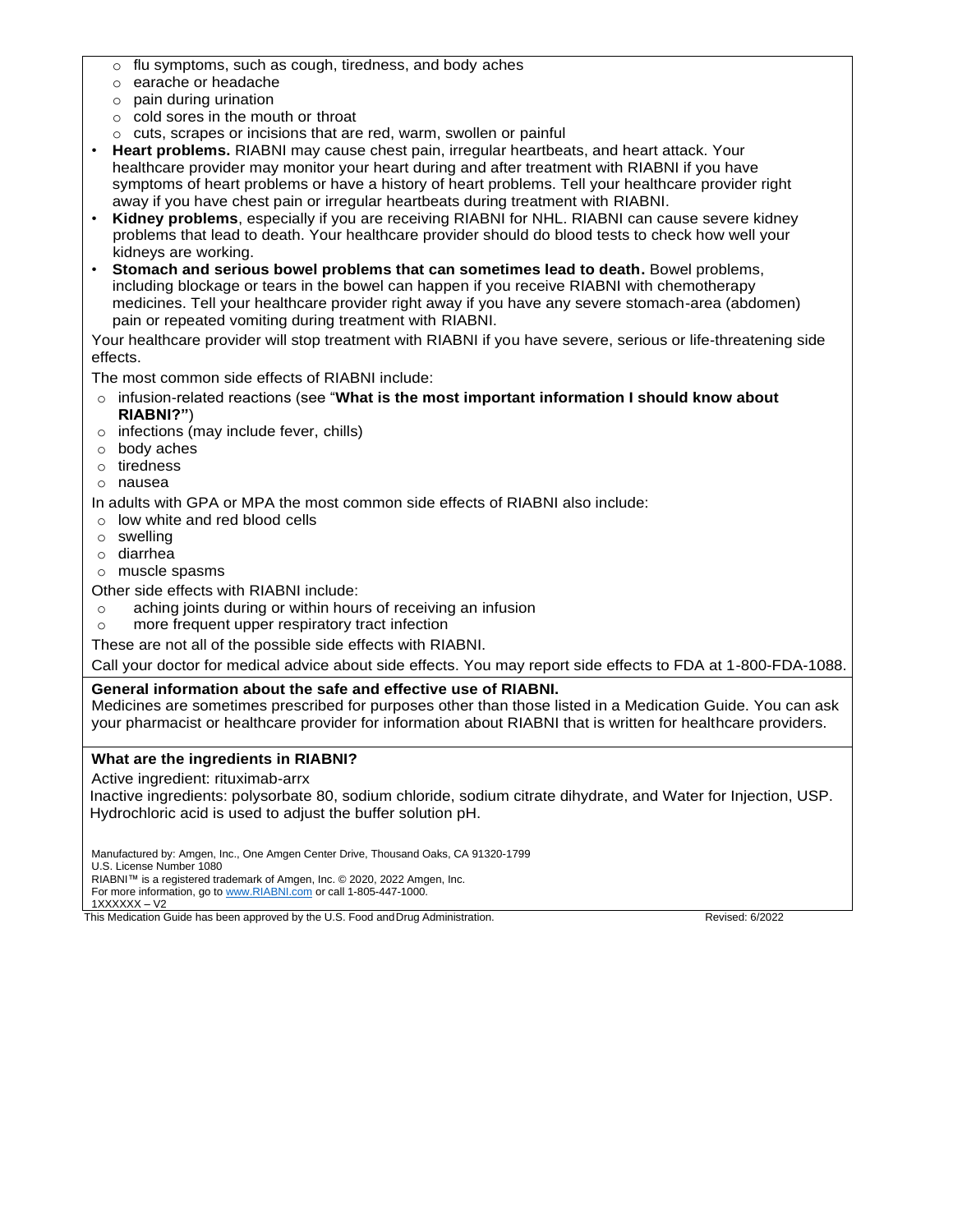- flu symptoms, such as cough, tiredness, and body aches
  - earache or headache
  - pain during urination
  - cold sores in the mouth or throat
  - cuts, scrapes or incisions that are red, warm, swollen or painful
- **Heart problems.** RIABNI may cause chest pain, irregular heartbeats, and heart attack. Your healthcare provider may monitor your heart during and after treatment with RIABNI if you have symptoms of heart problems or have a history of heart problems. Tell your healthcare provider right away if you have chest pain or irregular heartbeats during treatment with RIABNI.
- **Kidney problems**, especially if you are receiving RIABNI for NHL. RIABNI can cause severe kidney problems that lead to death. Your healthcare provider should do blood tests to check how well your kidneys are working.
- **Stomach and serious bowel problems that can sometimes lead to death.** Bowel problems, including blockage or tears in the bowel can happen if you receive RIABNI with chemotherapy medicines. Tell your healthcare provider right away if you have any severe stomach-area (abdomen) pain or repeated vomiting during treatment with RIABNI.

Your healthcare provider will stop treatment with RIABNI if you have severe, serious or life-threatening side effects.

The most common side effects of RIABNI include:

- infusion-related reactions (see "**What is the most important information I should know about RIABNI?"**)
- infections (may include fever, chills)
- body aches
- tiredness
- nausea

In adults with GPA or MPA the most common side effects of RIABNI also include:

- low white and red blood cells
- swelling
- diarrhea
- muscle spasms

Other side effects with RIABNI include:

- aching joints during or within hours of receiving an infusion
- more frequent upper respiratory tract infection

These are not all of the possible side effects with RIABNI.

Call your doctor for medical advice about side effects. You may report side effects to FDA at 1-800-FDA-1088.

**General information about the safe and effective use of RIABNI.**

Medicines are sometimes prescribed for purposes other than those listed in a Medication Guide. You can ask your pharmacist or healthcare provider for information about RIABNI that is written for healthcare providers.

**What are the ingredients in RIABNI?**

Active ingredient: rituximab-arrx

Inactive ingredients: polysorbate 80, sodium chloride, sodium citrate dihydrate, and Water for Injection, USP. Hydrochloric acid is used to adjust the buffer solution pH.

Manufactured by: Amgen, Inc., One Amgen Center Drive, Thousand Oaks, CA 91320-1799
U.S. License Number 1080
RIABNI™ is a registered trademark of Amgen, Inc. © 2020, 2022 Amgen, Inc.
For more information, go to www.RIABNI.com or call 1-805-447-1000.
1XXXXXX – V2

This Medication Guide has been approved by the U.S. Food and Drug Administration. Revised: 6/2022